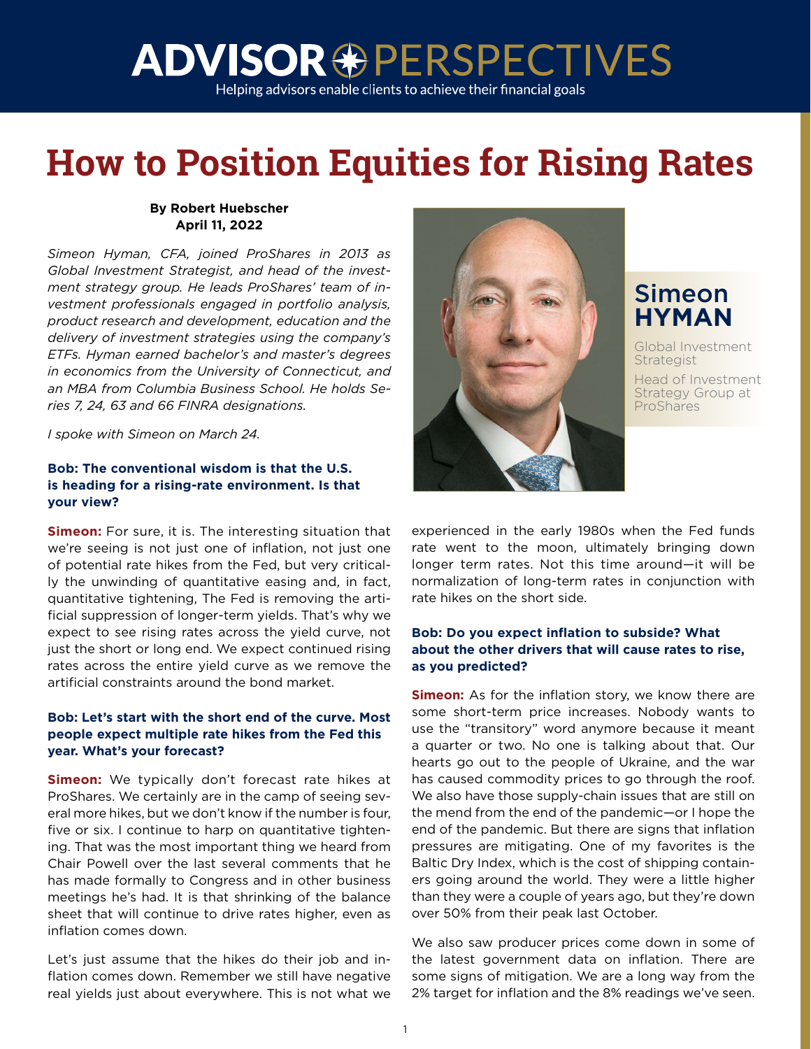# How to Position Equities for Rising Rates

**By Robert Huebscher**
**April 11, 2022**

*Simeon Hyman, CFA, joined ProShares in 2013 as Global Investment Strategist, and head of the investment strategy group. He leads ProShares' team of investment professionals engaged in portfolio analysis, product research and development, education and the delivery of investment strategies using the company's ETFs. Hyman earned bachelor's and master's degrees in economics from the University of Connecticut, and an MBA from Columbia Business School. He holds Series 7, 24, 63 and 66 FINRA designations.*

*I spoke with Simeon on March 24.*

**Simeon HYMAN**
Global Investment Strategist
Head of Investment Strategy Group at ProShares

**Bob: The conventional wisdom is that the U.S. is heading for a rising-rate environment. Is that your view?**

**Simeon:** For sure, it is. The interesting situation that we're seeing is not just one of inflation, not just one of potential rate hikes from the Fed, but very critically the unwinding of quantitative easing and, in fact, quantitative tightening, The Fed is removing the artificial suppression of longer-term yields. That's why we expect to see rising rates across the yield curve, not just the short or long end. We expect continued rising rates across the entire yield curve as we remove the artificial constraints around the bond market.

**Bob: Let's start with the short end of the curve. Most people expect multiple rate hikes from the Fed this year. What's your forecast?**

**Simeon:** We typically don't forecast rate hikes at ProShares. We certainly are in the camp of seeing several more hikes, but we don't know if the number is four, five or six. I continue to harp on quantitative tightening. That was the most important thing we heard from Chair Powell over the last several comments that he has made formally to Congress and in other business meetings he's had. It is that shrinking of the balance sheet that will continue to drive rates higher, even as inflation comes down.

Let's just assume that the hikes do their job and inflation comes down. Remember we still have negative real yields just about everywhere. This is not what we experienced in the early 1980s when the Fed funds rate went to the moon, ultimately bringing down longer term rates. Not this time around—it will be normalization of long-term rates in conjunction with rate hikes on the short side.

**Bob: Do you expect inflation to subside? What about the other drivers that will cause rates to rise, as you predicted?**

**Simeon:** As for the inflation story, we know there are some short-term price increases. Nobody wants to use the "transitory" word anymore because it meant a quarter or two. No one is talking about that. Our hearts go out to the people of Ukraine, and the war has caused commodity prices to go through the roof. We also have those supply-chain issues that are still on the mend from the end of the pandemic—or I hope the end of the pandemic. But there are signs that inflation pressures are mitigating. One of my favorites is the Baltic Dry Index, which is the cost of shipping containers going around the world. They were a little higher than they were a couple of years ago, but they're down over 50% from their peak last October.

We also saw producer prices come down in some of the latest government data on inflation. There are some signs of mitigation. We are a long way from the 2% target for inflation and the 8% readings we've seen.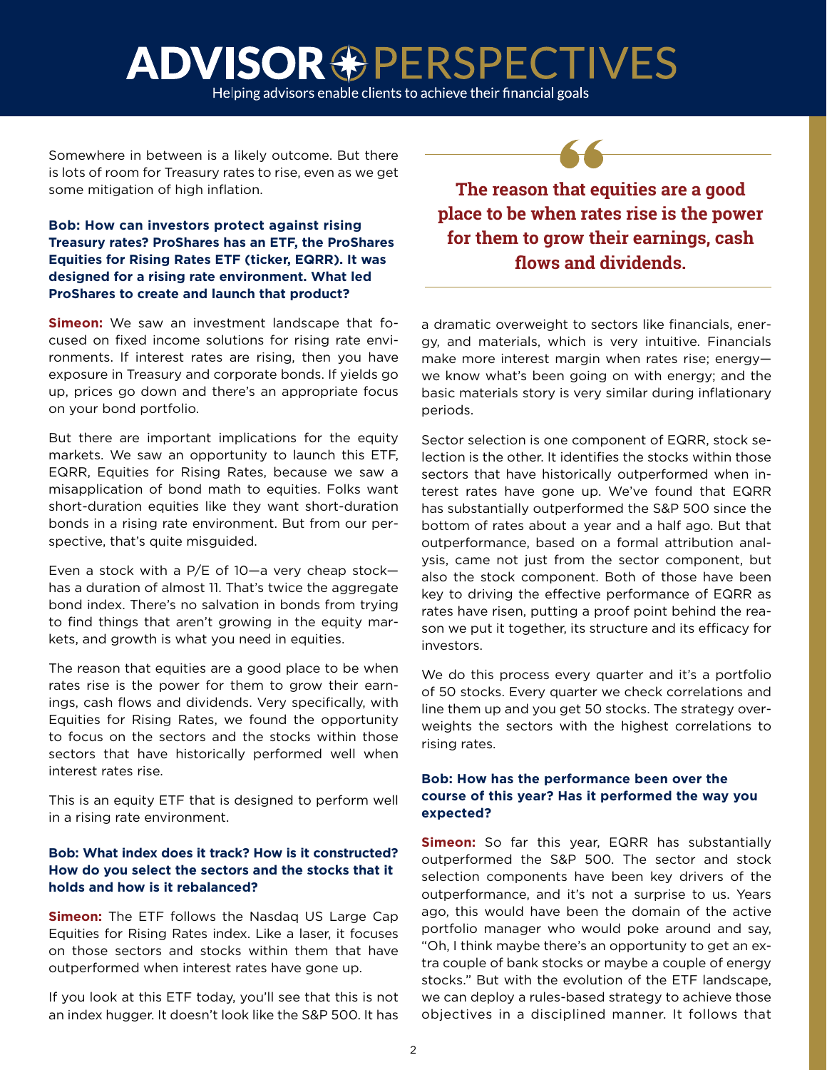Somewhere in between is a likely outcome. But there is lots of room for Treasury rates to rise, even as we get some mitigation of high inflation.

**Bob: How can investors protect against rising Treasury rates? ProShares has an ETF, the ProShares Equities for Rising Rates ETF (ticker, EQRR). It was designed for a rising rate environment. What led ProShares to create and launch that product?**

**Simeon:** We saw an investment landscape that focused on fixed income solutions for rising rate environments. If interest rates are rising, then you have exposure in Treasury and corporate bonds. If yields go up, prices go down and there's an appropriate focus on your bond portfolio.

But there are important implications for the equity markets. We saw an opportunity to launch this ETF, EQRR, Equities for Rising Rates, because we saw a misapplication of bond math to equities. Folks want short-duration equities like they want short-duration bonds in a rising rate environment. But from our perspective, that's quite misguided.

Even a stock with a P/E of 10—a very cheap stock—has a duration of almost 11. That's twice the aggregate bond index. There's no salvation in bonds from trying to find things that aren't growing in the equity markets, and growth is what you need in equities.

The reason that equities are a good place to be when rates rise is the power for them to grow their earnings, cash flows and dividends. Very specifically, with Equities for Rising Rates, we found the opportunity to focus on the sectors and the stocks within those sectors that have historically performed well when interest rates rise.

This is an equity ETF that is designed to perform well in a rising rate environment.

**Bob: What index does it track? How is it constructed? How do you select the sectors and the stocks that it holds and how is it rebalanced?**

**Simeon:** The ETF follows the Nasdaq US Large Cap Equities for Rising Rates index. Like a laser, it focuses on those sectors and stocks within them that have outperformed when interest rates have gone up.

If you look at this ETF today, you'll see that this is not an index hugger. It doesn't look like the S&P 500. It has a dramatic overweight to sectors like financials, energy, and materials, which is very intuitive. Financials make more interest margin when rates rise; energy—we know what's been going on with energy; and the basic materials story is very similar during inflationary periods.

> **The reason that equities are a good place to be when rates rise is the power for them to grow their earnings, cash flows and dividends.**

Sector selection is one component of EQRR, stock selection is the other. It identifies the stocks within those sectors that have historically outperformed when interest rates have gone up. We've found that EQRR has substantially outperformed the S&P 500 since the bottom of rates about a year and a half ago. But that outperformance, based on a formal attribution analysis, came not just from the sector component, but also the stock component. Both of those have been key to driving the effective performance of EQRR as rates have risen, putting a proof point behind the reason we put it together, its structure and its efficacy for investors.

We do this process every quarter and it's a portfolio of 50 stocks. Every quarter we check correlations and line them up and you get 50 stocks. The strategy overweights the sectors with the highest correlations to rising rates.

**Bob: How has the performance been over the course of this year? Has it performed the way you expected?**

**Simeon:** So far this year, EQRR has substantially outperformed the S&P 500. The sector and stock selection components have been key drivers of the outperformance, and it's not a surprise to us. Years ago, this would have been the domain of the active portfolio manager who would poke around and say, "Oh, I think maybe there's an opportunity to get an extra couple of bank stocks or maybe a couple of energy stocks." But with the evolution of the ETF landscape, we can deploy a rules-based strategy to achieve those objectives in a disciplined manner. It follows that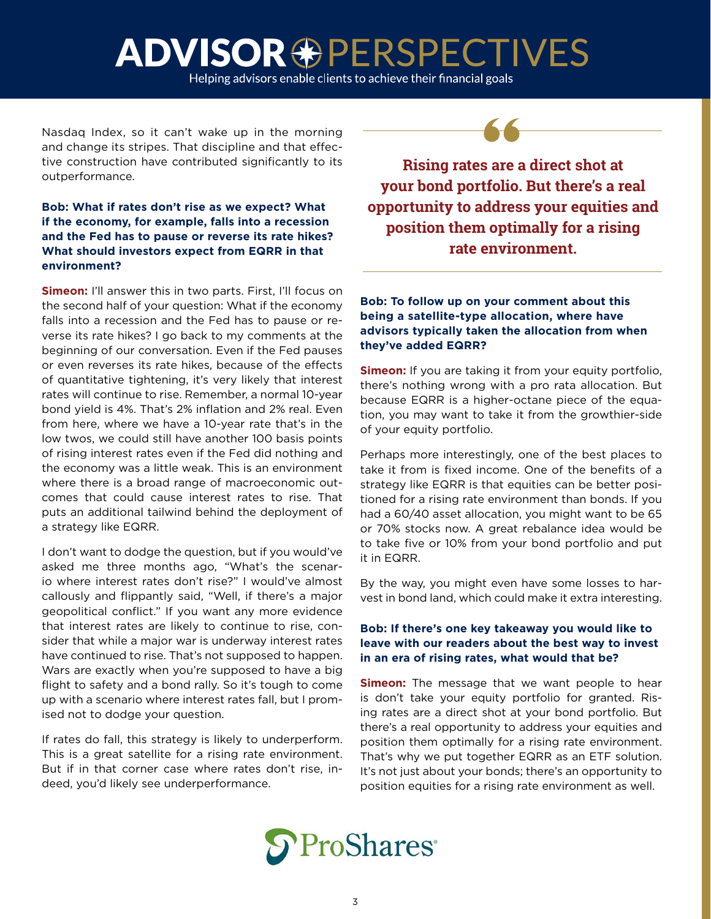Nasdaq Index, so it can't wake up in the morning and change its stripes. That discipline and that effective construction have contributed significantly to its outperformance.

**Bob: What if rates don't rise as we expect? What if the economy, for example, falls into a recession and the Fed has to pause or reverse its rate hikes? What should investors expect from EQRR in that environment?**

**Simeon:** I'll answer this in two parts. First, I'll focus on the second half of your question: What if the economy falls into a recession and the Fed has to pause or reverse its rate hikes? I go back to my comments at the beginning of our conversation. Even if the Fed pauses or even reverses its rate hikes, because of the effects of quantitative tightening, it's very likely that interest rates will continue to rise. Remember, a normal 10-year bond yield is 4%. That's 2% inflation and 2% real. Even from here, where we have a 10-year rate that's in the low twos, we could still have another 100 basis points of rising interest rates even if the Fed did nothing and the economy was a little weak. This is an environment where there is a broad range of macroeconomic outcomes that could cause interest rates to rise. That puts an additional tailwind behind the deployment of a strategy like EQRR.

I don't want to dodge the question, but if you would've asked me three months ago, "What's the scenario where interest rates don't rise?" I would've almost callously and flippantly said, "Well, if there's a major geopolitical conflict." If you want any more evidence that interest rates are likely to continue to rise, consider that while a major war is underway interest rates have continued to rise. That's not supposed to happen. Wars are exactly when you're supposed to have a big flight to safety and a bond rally. So it's tough to come up with a scenario where interest rates fall, but I promised not to dodge your question.

If rates do fall, this strategy is likely to underperform. This is a great satellite for a rising rate environment. But if in that corner case where rates don't rise, indeed, you'd likely see underperformance.

> **Rising rates are a direct shot at your bond portfolio. But there's a real opportunity to address your equities and position them optimally for a rising rate environment.**

**Bob: To follow up on your comment about this being a satellite-type allocation, where have advisors typically taken the allocation from when they've added EQRR?**

**Simeon:** If you are taking it from your equity portfolio, there's nothing wrong with a pro rata allocation. But because EQRR is a higher-octane piece of the equation, you may want to take it from the growthier-side of your equity portfolio.

Perhaps more interestingly, one of the best places to take it from is fixed income. One of the benefits of a strategy like EQRR is that equities can be better positioned for a rising rate environment than bonds. If you had a 60/40 asset allocation, you might want to be 65 or 70% stocks now. A great rebalance idea would be to take five or 10% from your bond portfolio and put it in EQRR.

By the way, you might even have some losses to harvest in bond land, which could make it extra interesting.

**Bob: If there's one key takeaway you would like to leave with our readers about the best way to invest in an era of rising rates, what would that be?**

**Simeon:** The message that we want people to hear is don't take your equity portfolio for granted. Rising rates are a direct shot at your bond portfolio. But there's a real opportunity to address your equities and position them optimally for a rising rate environment. That's why we put together EQRR as an ETF solution. It's not just about your bonds; there's an opportunity to position equities for a rising rate environment as well.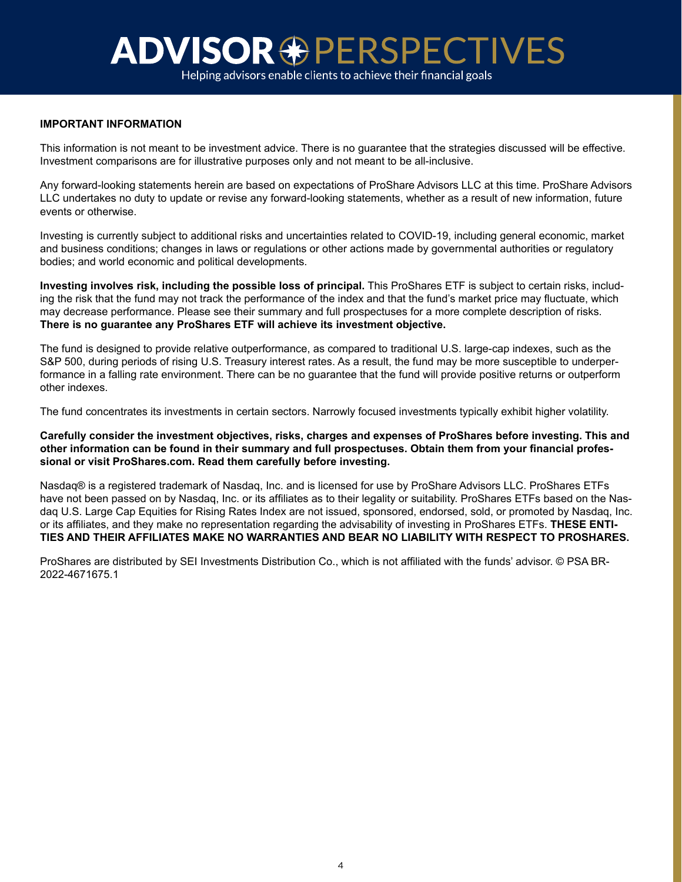**IMPORTANT INFORMATION**

This information is not meant to be investment advice. There is no guarantee that the strategies discussed will be effective. Investment comparisons are for illustrative purposes only and not meant to be all-inclusive.

Any forward-looking statements herein are based on expectations of ProShare Advisors LLC at this time. ProShare Advisors LLC undertakes no duty to update or revise any forward-looking statements, whether as a result of new information, future events or otherwise.

Investing is currently subject to additional risks and uncertainties related to COVID-19, including general economic, market and business conditions; changes in laws or regulations or other actions made by governmental authorities or regulatory bodies; and world economic and political developments.

**Investing involves risk, including the possible loss of principal.** This ProShares ETF is subject to certain risks, including the risk that the fund may not track the performance of the index and that the fund's market price may fluctuate, which may decrease performance. Please see their summary and full prospectuses for a more complete description of risks. **There is no guarantee any ProShares ETF will achieve its investment objective.**

The fund is designed to provide relative outperformance, as compared to traditional U.S. large-cap indexes, such as the S&P 500, during periods of rising U.S. Treasury interest rates. As a result, the fund may be more susceptible to underperformance in a falling rate environment. There can be no guarantee that the fund will provide positive returns or outperform other indexes.

The fund concentrates its investments in certain sectors. Narrowly focused investments typically exhibit higher volatility.

**Carefully consider the investment objectives, risks, charges and expenses of ProShares before investing. This and other information can be found in their summary and full prospectuses. Obtain them from your financial professional or visit ProShares.com. Read them carefully before investing.**

Nasdaq® is a registered trademark of Nasdaq, Inc. and is licensed for use by ProShare Advisors LLC. ProShares ETFs have not been passed on by Nasdaq, Inc. or its affiliates as to their legality or suitability. ProShares ETFs based on the Nasdaq U.S. Large Cap Equities for Rising Rates Index are not issued, sponsored, endorsed, sold, or promoted by Nasdaq, Inc. or its affiliates, and they make no representation regarding the advisability of investing in ProShares ETFs. **THESE ENTITIES AND THEIR AFFILIATES MAKE NO WARRANTIES AND BEAR NO LIABILITY WITH RESPECT TO PROSHARES.**

ProShares are distributed by SEI Investments Distribution Co., which is not affiliated with the funds' advisor. © PSA BR-2022-4671675.1